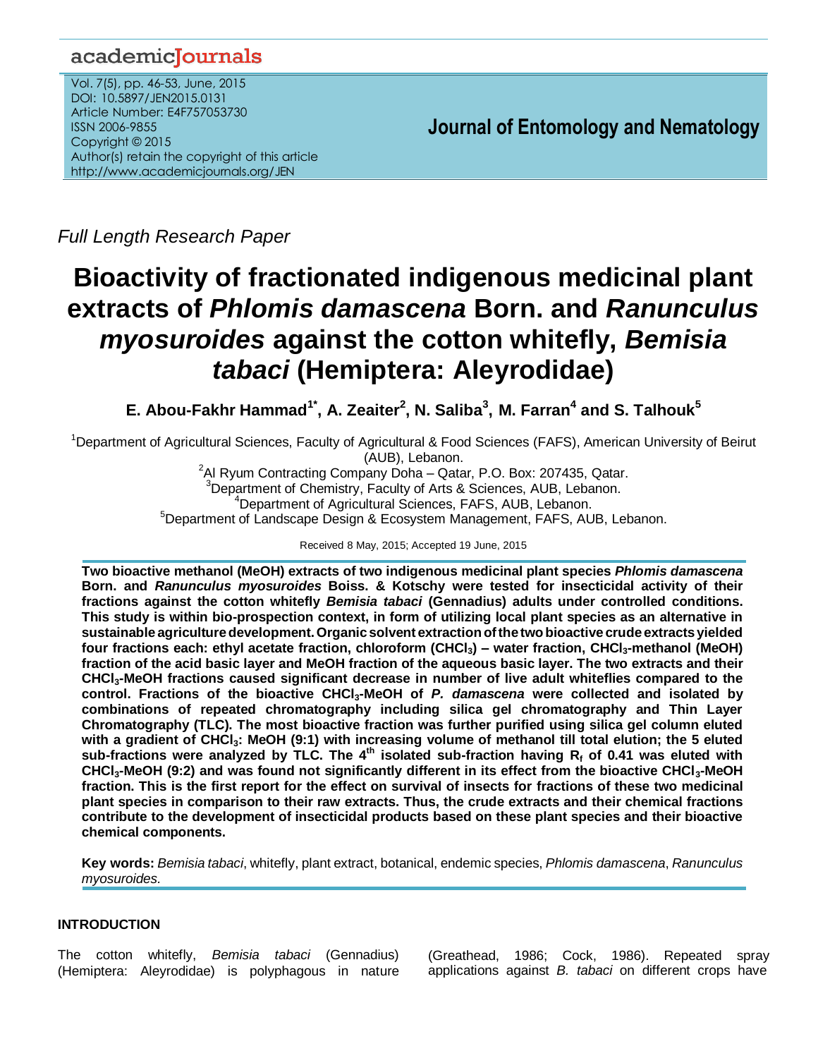*Full Length Research Paper*

# Bioactivity of fractionated indigenous medicinal plant extracts of *Phlomis damascena* Born. and *Ranunculus myosuroides* against the cotton whitefly, *Bemisia tabaci* (Hemiptera: Aleyrodidae)

**E. Abou-Fakhr Hammad[1*], A. Zeaiter[2], N. Saliba[3], M. Farran[4] and S. Talhouk[5]**

[1]Department of Agricultural Sciences, Faculty of Agricultural & Food Sciences (FAFS), American University of Beirut (AUB), Lebanon.
[2]Al Ryum Contracting Company Doha – Qatar, P.O. Box: 207435, Qatar.
[3]Department of Chemistry, Faculty of Arts & Sciences, AUB, Lebanon.
[4]Department of Agricultural Sciences, FAFS, AUB, Lebanon.
[5]Department of Landscape Design & Ecosystem Management, FAFS, AUB, Lebanon.

Received 8 May, 2015; Accepted 19 June, 2015

**Two bioactive methanol (MeOH) extracts of two indigenous medicinal plant species *Phlomis damascena* Born. and *Ranunculus myosuroides* Boiss. & Kotschy were tested for insecticidal activity of their fractions against the cotton whitefly *Bemisia tabaci* (Gennadius) adults under controlled conditions. This study is within bio-prospection context, in form of utilizing local plant species as an alternative in sustainable agriculture development. Organic solvent extraction of the two bioactive crude extracts yielded four fractions each: ethyl acetate fraction, chloroform ($CHCl_3$) – water fraction, $CHCl_3$-methanol (MeOH) fraction of the acid basic layer and MeOH fraction of the aqueous basic layer. The two extracts and their $CHCl_3$-MeOH fractions caused significant decrease in number of live adult whiteflies compared to the control. Fractions of the bioactive $CHCl_3$-MeOH of *P. damascena* were collected and isolated by combinations of repeated chromatography including silica gel chromatography and Thin Layer Chromatography (TLC). The most bioactive fraction was further purified using silica gel column eluted with a gradient of $CHCl_3$: MeOH (9:1) with increasing volume of methanol till total elution; the 5 eluted sub-fractions were analyzed by TLC. The 4$^{th}$ isolated sub-fraction having $R_f$ of 0.41 was eluted with $CHCl_3$-MeOH (9:2) and was found not significantly different in its effect from the bioactive $CHCl_3$-MeOH fraction. This is the first report for the effect on survival of insects for fractions of these two medicinal plant species in comparison to their raw extracts. Thus, the crude extracts and their chemical fractions contribute to the development of insecticidal products based on these plant species and their bioactive chemical components.**

**Key words:** *Bemisia tabaci*, whitefly, plant extract, botanical, endemic species, *Phlomis damascena*, *Ranunculus myosuroides*.

## INTRODUCTION

The cotton whitefly, *Bemisia tabaci* (Gennadius) (Hemiptera: Aleyrodidae) is polyphagous in nature (Greathead, 1986; Cock, 1986). Repeated spray applications against *B. tabaci* on different crops have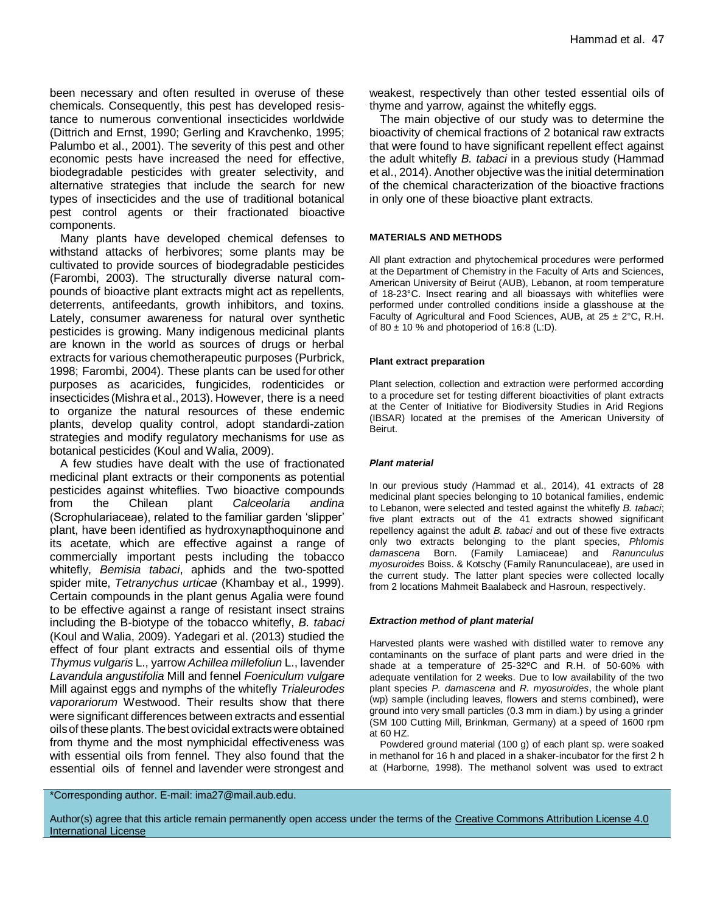been necessary and often resulted in overuse of these chemicals. Consequently, this pest has developed resistance to numerous conventional insecticides worldwide (Dittrich and Ernst, 1990; Gerling and Kravchenko, 1995; Palumbo et al., 2001). The severity of this pest and other economic pests have increased the need for effective, biodegradable pesticides with greater selectivity, and alternative strategies that include the search for new types of insecticides and the use of traditional botanical pest control agents or their fractionated bioactive components.

Many plants have developed chemical defenses to withstand attacks of herbivores; some plants may be cultivated to provide sources of biodegradable pesticides (Farombi, 2003). The structurally diverse natural compounds of bioactive plant extracts might act as repellents, deterrents, antifeedants, growth inhibitors, and toxins. Lately, consumer awareness for natural over synthetic pesticides is growing. Many indigenous medicinal plants are known in the world as sources of drugs or herbal extracts for various chemotherapeutic purposes (Purbrick, 1998; Farombi, 2004). These plants can be used for other purposes as acaricides, fungicides, rodenticides or insecticides (Mishra et al., 2013). However, there is a need to organize the natural resources of these endemic plants, develop quality control, adopt standardi-zation strategies and modify regulatory mechanisms for use as botanical pesticides (Koul and Walia, 2009).

A few studies have dealt with the use of fractionated medicinal plant extracts or their components as potential pesticides against whiteflies. Two bioactive compounds from the Chilean plant *Calceolaria andina* (Scrophulariaceae), related to the familiar garden 'slipper' plant, have been identified as hydroxynapthoquinone and its acetate, which are effective against a range of commercially important pests including the tobacco whitefly, *Bemisia tabaci*, aphids and the two-spotted spider mite, *Tetranychus urticae* (Khambay et al., 1999). Certain compounds in the plant genus Agalia were found to be effective against a range of resistant insect strains including the B-biotype of the tobacco whitefly, *B. tabaci* (Koul and Walia, 2009). Yadegari et al. (2013) studied the effect of four plant extracts and essential oils of thyme *Thymus vulgaris* L., yarrow *Achillea millefolium* L., lavender *Lavandula angustifolia* Mill and fennel *Foeniculum vulgare* Mill against eggs and nymphs of the whitefly *Trialeurodes vaporariorum* Westwood. Their results show that there were significant differences between extracts and essential oils of these plants. The best ovicidal extracts were obtained from thyme and the most nymphicidal effectiveness was with essential oils from fennel. They also found that the essential oils of fennel and lavender were strongest and weakest, respectively than other tested essential oils of thyme and yarrow, against the whitefly eggs.

The main objective of our study was to determine the bioactivity of chemical fractions of 2 botanical raw extracts that were found to have significant repellent effect against the adult whitefly *B. tabaci* in a previous study (Hammad et al., 2014). Another objective was the initial determination of the chemical characterization of the bioactive fractions in only one of these bioactive plant extracts.

## MATERIALS AND METHODS

All plant extraction and phytochemical procedures were performed at the Department of Chemistry in the Faculty of Arts and Sciences, American University of Beirut (AUB), Lebanon, at room temperature of 18-23°C. Insect rearing and all bioassays with whiteflies were performed under controlled conditions inside a glasshouse at the Faculty of Agricultural and Food Sciences, AUB, at 25 ± 2°C, R.H. of 80 ± 10 % and photoperiod of 16:8 (L:D).

### Plant extract preparation

Plant selection, collection and extraction were performed according to a procedure set for testing different bioactivities of plant extracts at the Center of Initiative for Biodiversity Studies in Arid Regions (IBSAR) located at the premises of the American University of Beirut.

#### *Plant material*

In our previous study (Hammad et al., 2014), 41 extracts of 28 medicinal plant species belonging to 10 botanical families, endemic to Lebanon, were selected and tested against the whitefly *B. tabaci*; five plant extracts out of the 41 extracts showed significant repellency against the adult *B. tabaci* and out of these five extracts only two extracts belonging to the plant species, *Phlomis damascena* Born. (Family Lamiaceae) and *Ranunculus myosuroides* Boiss. & Kotschy (Family Ranunculaceae), are used in the current study. The latter plant species were collected locally from 2 locations Mahmeit Baalabeck and Hasroun, respectively.

#### *Extraction method of plant material*

Harvested plants were washed with distilled water to remove any contaminants on the surface of plant parts and were dried in the shade at a temperature of 25-32ºC and R.H. of 50-60% with adequate ventilation for 2 weeks. Due to low availability of the two plant species *P. damascena* and *R. myosuroides*, the whole plant (wp) sample (including leaves, flowers and stems combined), were ground into very small particles (0.3 mm in diam.) by using a grinder (SM 100 Cutting Mill, Brinkman, Germany) at a speed of 1600 rpm at 60 HZ.

Powdered ground material (100 g) of each plant sp. were soaked in methanol for 16 h and placed in a shaker-incubator for the first 2 h at (Harborne, 1998). The methanol solvent was used to extract

\*Corresponding author. E-mail: ima27@mail.aub.edu.

Author(s) agree that this article remain permanently open access under the terms of the Creative Commons Attribution License 4.0 International License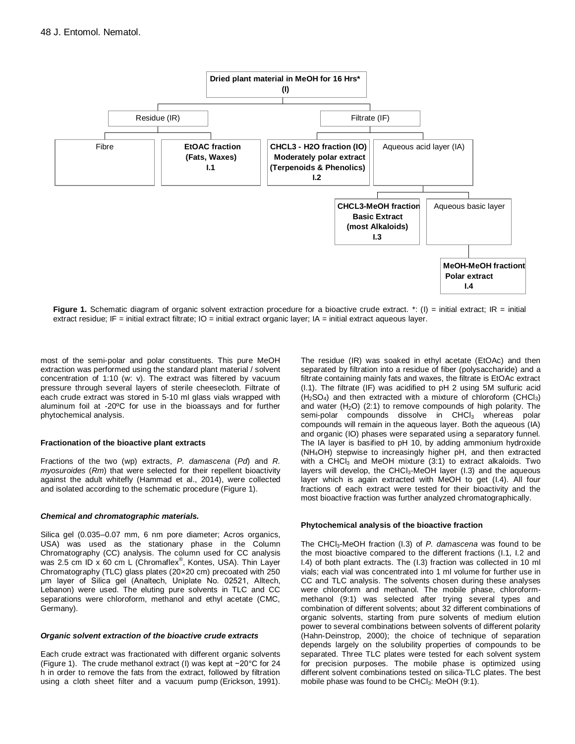Dried plant material in MeOH for 16 Hrs*
(I)

- Residue (IR)
  - Fibre
  - **EtOAC fraction (Fats, Waxes) I.1**
- Filtrate (IF)
  - **CHCL3 - H2O fraction (IO) Moderately polar extract (Terpenoids & Phenolics) I.2**
  - Aqueous acid layer (IA)
    - **CHCL3-MeOH fraction Basic Extract (most Alkaloids) I.3**
    - Aqueous basic layer
      - **MeOH-MeOH fractiont Polar extract I.4**

**Figure 1.** Schematic diagram of organic solvent extraction procedure for a bioactive crude extract. *: (I) = initial extract; IR = initial extract residue; IF = initial extract filtrate; IO = initial extract organic layer; IA = initial extract aqueous layer.

most of the semi-polar and polar constituents. This pure MeOH extraction was performed using the standard plant material / solvent concentration of 1:10 (w: v). The extract was filtered by vacuum pressure through several layers of sterile cheesecloth. Filtrate of each crude extract was stored in 5-10 ml glass vials wrapped with aluminum foil at -20ºC for use in the bioassays and for further phytochemical analysis.

#### Fractionation of the bioactive plant extracts

Fractions of the two (wp) extracts, *P. damascena* (*Pd*) and *R. myosuroides* (*Rm*) that were selected for their repellent bioactivity against the adult whitefly (Hammad et al., 2014), were collected and isolated according to the schematic procedure (Figure 1).

#### *Chemical and chromatographic materials.*

Silica gel (0.035–0.07 mm, 6 nm pore diameter; Acros organics, USA) was used as the stationary phase in the Column Chromatography (CC) analysis. The column used for CC analysis was 2.5 cm ID x 60 cm L (Chromaflex®, Kontes, USA). Thin Layer Chromatography (TLC) glass plates (20×20 cm) precoated with 250 µm layer of Silica gel (Analtech, Uniplate No. 02521, Alltech, Lebanon) were used. The eluting pure solvents in TLC and CC separations were chloroform, methanol and ethyl acetate (CMC, Germany).

#### *Organic solvent extraction of the bioactive crude extracts*

Each crude extract was fractionated with different organic solvents (Figure 1). The crude methanol extract (I) was kept at −20°C for 24 h in order to remove the fats from the extract, followed by filtration using a cloth sheet filter and a vacuum pump (Erickson, 1991). The residue (IR) was soaked in ethyl acetate (EtOAc) and then separated by filtration into a residue of fiber (polysaccharide) and a filtrate containing mainly fats and waxes, the filtrate is EtOAc extract (I.1). The filtrate (IF) was acidified to pH 2 using 5M sulfuric acid ($H_2SO_4$) and then extracted with a mixture of chloroform ($CHCl_3$) and water ($H_2O$) (2:1) to remove compounds of high polarity. The semi-polar compounds dissolve in $CHCl_3$ whereas polar compounds will remain in the aqueous layer. Both the aqueous (IA) and organic (IO) phases were separated using a separatory funnel. The IA layer is basified to pH 10, by adding ammonium hydroxide ($NH_4OH$) stepwise to increasingly higher pH, and then extracted with a $CHCl_3$ and MeOH mixture (3:1) to extract alkaloids. Two layers will develop, the $CHCl_3$-MeOH layer (I.3) and the aqueous layer which is again extracted with MeOH to get (I.4). All four fractions of each extract were tested for their bioactivity and the most bioactive fraction was further analyzed chromatographically.

#### Phytochemical analysis of the bioactive fraction

The $CHCl_3$-MeOH fraction (I.3) of *P. damascena* was found to be the most bioactive compared to the different fractions (I.1, I.2 and I.4) of both plant extracts. The (I.3) fraction was collected in 10 ml vials; each vial was concentrated into 1 ml volume for further use in CC and TLC analysis. The solvents chosen during these analyses were chloroform and methanol. The mobile phase, chloroform-methanol (9:1) was selected after trying several types and combination of different solvents; about 32 different combinations of organic solvents, starting from pure solvents of medium elution power to several combinations between solvents of different polarity (Hahn-Deinstrop, 2000); the choice of technique of separation depends largely on the solubility properties of compounds to be separated. Three TLC plates were tested for each solvent system for precision purposes. The mobile phase is optimized using different solvent combinations tested on silica-TLC plates. The best mobile phase was found to be $CHCl_3$: MeOH (9:1).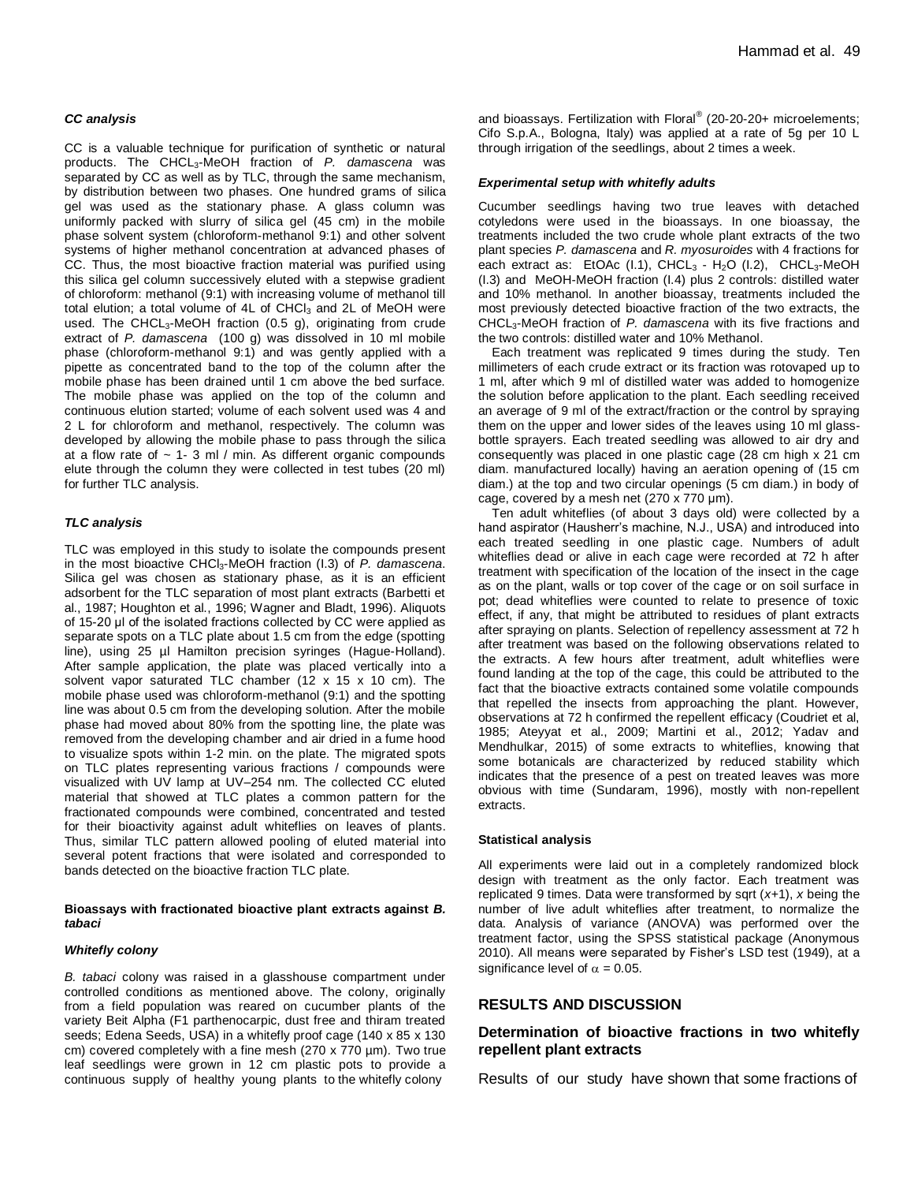### *CC analysis*

CC is a valuable technique for purification of synthetic or natural products. The $CHCL_3$-MeOH fraction of *P. damascena* was separated by CC as well as by TLC, through the same mechanism, by distribution between two phases. One hundred grams of silica gel was used as the stationary phase. A glass column was uniformly packed with slurry of silica gel (45 cm) in the mobile phase solvent system (chloroform-methanol 9:1) and other solvent systems of higher methanol concentration at advanced phases of CC. Thus, the most bioactive fraction material was purified using this silica gel column successively eluted with a stepwise gradient of chloroform: methanol (9:1) with increasing volume of methanol till total elution; a total volume of 4L of $CHCl_3$ and 2L of MeOH were used. The $CHCL_3$-MeOH fraction (0.5 g), originating from crude extract of *P. damascena* (100 g) was dissolved in 10 ml mobile phase (chloroform-methanol 9:1) and was gently applied with a pipette as concentrated band to the top of the column after the mobile phase has been drained until 1 cm above the bed surface. The mobile phase was applied on the top of the column and continuous elution started; volume of each solvent used was 4 and 2 L for chloroform and methanol, respectively. The column was developed by allowing the mobile phase to pass through the silica at a flow rate of ~ 1- 3 ml / min. As different organic compounds elute through the column they were collected in test tubes (20 ml) for further TLC analysis.

### *TLC analysis*

TLC was employed in this study to isolate the compounds present in the most bioactive $CHCl_3$-MeOH fraction (I.3) of *P. damascena*. Silica gel was chosen as stationary phase, as it is an efficient adsorbent for the TLC separation of most plant extracts (Barbetti et al., 1987; Houghton et al., 1996; Wagner and Bladt, 1996). Aliquots of 15-20 µl of the isolated fractions collected by CC were applied as separate spots on a TLC plate about 1.5 cm from the edge (spotting line), using 25 µl Hamilton precision syringes (Hague-Holland). After sample application, the plate was placed vertically into a solvent vapor saturated TLC chamber (12 x 15 x 10 cm). The mobile phase used was chloroform-methanol (9:1) and the spotting line was about 0.5 cm from the developing solution. After the mobile phase had moved about 80% from the spotting line, the plate was removed from the developing chamber and air dried in a fume hood to visualize spots within 1-2 min. on the plate. The migrated spots on TLC plates representing various fractions / compounds were visualized with UV lamp at UV–254 nm. The collected CC eluted material that showed at TLC plates a common pattern for the fractionated compounds were combined, concentrated and tested for their bioactivity against adult whiteflies on leaves of plants. Thus, similar TLC pattern allowed pooling of eluted material into several potent fractions that were isolated and corresponded to bands detected on the bioactive fraction TLC plate.

### Bioassays with fractionated bioactive plant extracts against *B. tabaci*

#### *Whitefly colony*

*B. tabaci* colony was raised in a glasshouse compartment under controlled conditions as mentioned above. The colony, originally from a field population was reared on cucumber plants of the variety Beit Alpha (F1 parthenocarpic, dust free and thiram treated seeds; Edena Seeds, USA) in a whitefly proof cage (140 x 85 x 130 cm) covered completely with a fine mesh (270 x 770 µm). Two true leaf seedlings were grown in 12 cm plastic pots to provide a continuous supply of healthy young plants to the whitefly colony and bioassays. Fertilization with Floral® (20-20-20+ microelements; Cifo S.p.A., Bologna, Italy) was applied at a rate of 5g per 10 L through irrigation of the seedlings, about 2 times a week.

#### *Experimental setup with whitefly adults*

Cucumber seedlings having two true leaves with detached cotyledons were used in the bioassays. In one bioassay, the treatments included the two crude whole plant extracts of the two plant species *P. damascena* and *R. myosuroides* with 4 fractions for each extract as: EtOAc (I.1), $CHCL_3$ - $H_2O$ (I.2), $CHCL_3$-MeOH (I.3) and MeOH-MeOH fraction (I.4) plus 2 controls: distilled water and 10% methanol. In another bioassay, treatments included the most previously detected bioactive fraction of the two extracts, the $CHCL_3$-MeOH fraction of *P. damascena* with its five fractions and the two controls: distilled water and 10% Methanol.

Each treatment was replicated 9 times during the study. Ten millimeters of each crude extract or its fraction was rotovaped up to 1 ml, after which 9 ml of distilled water was added to homogenize the solution before application to the plant. Each seedling received an average of 9 ml of the extract/fraction or the control by spraying them on the upper and lower sides of the leaves using 10 ml glass-bottle sprayers. Each treated seedling was allowed to air dry and consequently was placed in one plastic cage (28 cm high x 21 cm diam. manufactured locally) having an aeration opening of (15 cm diam.) at the top and two circular openings (5 cm diam.) in body of cage, covered by a mesh net (270 x 770 µm).

Ten adult whiteflies (of about 3 days old) were collected by a hand aspirator (Hausherr's machine, N.J., USA) and introduced into each treated seedling in one plastic cage. Numbers of adult whiteflies dead or alive in each cage were recorded at 72 h after treatment with specification of the location of the insect in the cage as on the plant, walls or top cover of the cage or on soil surface in pot; dead whiteflies were counted to relate to presence of toxic effect, if any, that might be attributed to residues of plant extracts after spraying on plants. Selection of repellency assessment at 72 h after treatment was based on the following observations related to the extracts. A few hours after treatment, adult whiteflies were found landing at the top of the cage, this could be attributed to the fact that the bioactive extracts contained some volatile compounds that repelled the insects from approaching the plant. However, observations at 72 h confirmed the repellent efficacy (Coudriet et al, 1985; Ateyyat et al., 2009; Martini et al., 2012; Yadav and Mendhulkar, 2015) of some extracts to whiteflies, knowing that some botanicals are characterized by reduced stability which indicates that the presence of a pest on treated leaves was more obvious with time (Sundaram, 1996), mostly with non-repellent extracts.

#### Statistical analysis

All experiments were laid out in a completely randomized block design with treatment as the only factor. Each treatment was replicated 9 times. Data were transformed by sqrt ($x$+1), $x$ being the number of live adult whiteflies after treatment, to normalize the data. Analysis of variance (ANOVA) was performed over the treatment factor, using the SPSS statistical package (Anonymous 2010). All means were separated by Fisher's LSD test (1949), at a significance level of $\alpha$ = 0.05.

## RESULTS AND DISCUSSION

### Determination of bioactive fractions in two whitefly repellent plant extracts

Results of our study have shown that some fractions of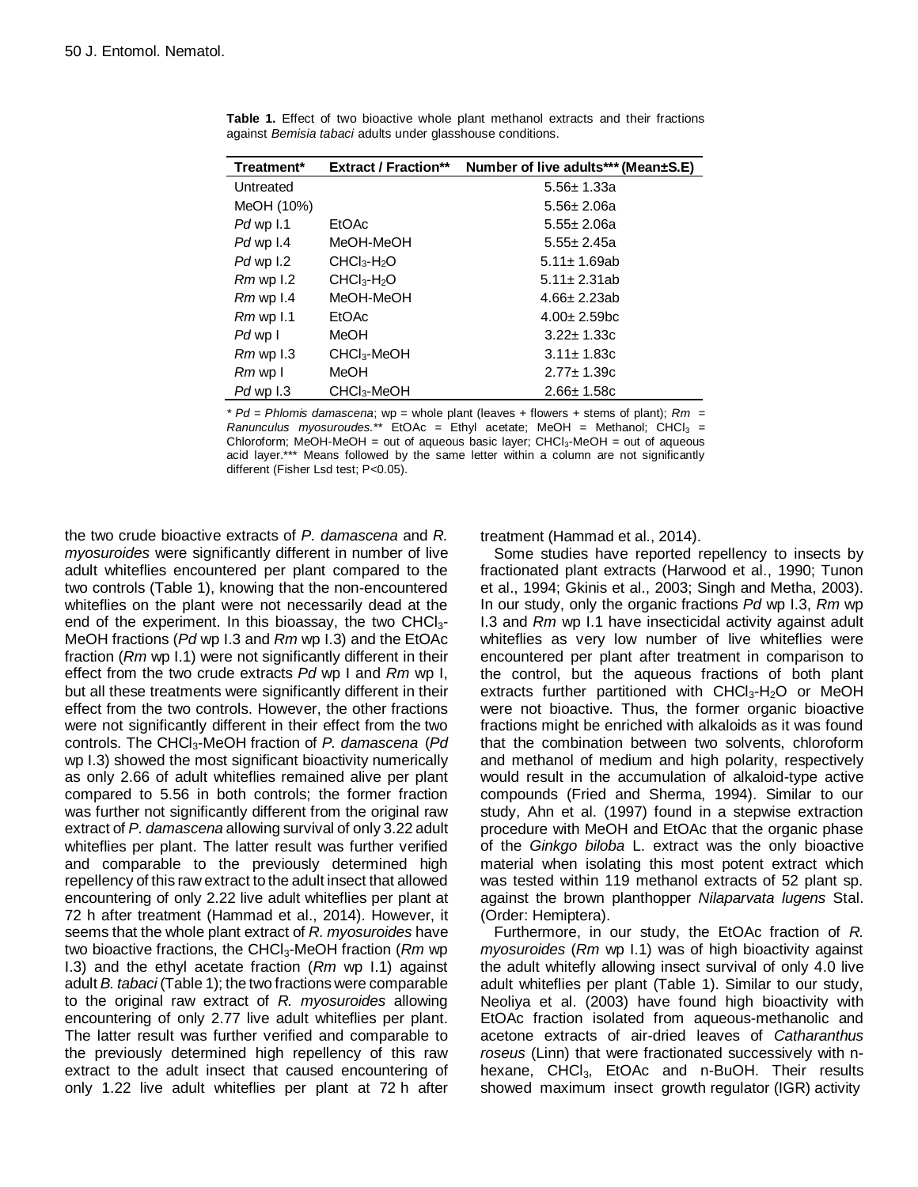**Table 1.** Effect of two bioactive whole plant methanol extracts and their fractions against *Bemisia tabaci* adults under glasshouse conditions.

| Treatment* | Extract / Fraction** | Number of live adults*** (Mean±S.E) |
|---|---|---|
| Untreated | | 5.56± 1.33a |
| MeOH (10%) | | 5.56± 2.06a |
| *Pd* wp I.1 | EtOAc | 5.55± 2.06a |
| *Pd* wp I.4 | MeOH-MeOH | 5.55± 2.45a |
| *Pd* wp I.2 | $CHCl_3$-$H_2O$ | 5.11± 1.69ab |
| *Rm* wp I.2 | $CHCl_3$-$H_2O$ | 5.11± 2.31ab |
| *Rm* wp I.4 | MeOH-MeOH | 4.66± 2.23ab |
| *Rm* wp I.1 | EtOAc | 4.00± 2.59bc |
| *Pd* wp I | MeOH | 3.22± 1.33c |
| *Rm* wp I.3 | $CHCl_3$-MeOH | 3.11± 1.83c |
| *Rm* wp I | MeOH | 2.77± 1.39c |
| *Pd* wp I.3 | $CHCl_3$-MeOH | 2.66± 1.58c |

\* *Pd* = *Phlomis damascena*; wp = whole plant (leaves + flowers + stems of plant); *Rm* = *Ranunculus myosuroudes.*** EtOAc = Ethyl acetate; MeOH = Methanol; $CHCl_3$ = Chloroform; MeOH-MeOH = out of aqueous basic layer; $CHCl_3$-MeOH = out of aqueous acid layer.*** Means followed by the same letter within a column are not significantly different (Fisher Lsd test; P<0.05).

the two crude bioactive extracts of *P. damascena* and *R. myosuroides* were significantly different in number of live adult whiteflies encountered per plant compared to the two controls (Table 1), knowing that the non-encountered whiteflies on the plant were not necessarily dead at the end of the experiment. In this bioassay, the two $CHCl_3$-MeOH fractions (*Pd* wp I.3 and *Rm* wp I.3) and the EtOAc fraction (*Rm* wp I.1) were not significantly different in their effect from the two crude extracts *Pd* wp I and *Rm* wp I, but all these treatments were significantly different in their effect from the two controls. However, the other fractions were not significantly different in their effect from the two controls. The $CHCl_3$-MeOH fraction of *P. damascena* (*Pd* wp I.3) showed the most significant bioactivity numerically as only 2.66 of adult whiteflies remained alive per plant compared to 5.56 in both controls; the former fraction was further not significantly different from the original raw extract of *P. damascena* allowing survival of only 3.22 adult whiteflies per plant. The latter result was further verified and comparable to the previously determined high repellency of this raw extract to the adult insect that allowed encountering of only 2.22 live adult whiteflies per plant at 72 h after treatment (Hammad et al., 2014). However, it seems that the whole plant extract of *R. myosuroides* have two bioactive fractions, the $CHCl_3$-MeOH fraction (*Rm* wp I.3) and the ethyl acetate fraction (*Rm* wp I.1) against adult *B. tabaci* (Table 1); the two fractions were comparable to the original raw extract of *R. myosuroides* allowing encountering of only 2.77 live adult whiteflies per plant. The latter result was further verified and comparable to the previously determined high repellency of this raw extract to the adult insect that caused encountering of only 1.22 live adult whiteflies per plant at 72 h after treatment (Hammad et al., 2014).

Some studies have reported repellency to insects by fractionated plant extracts (Harwood et al., 1990; Tunon et al., 1994; Gkinis et al., 2003; Singh and Metha, 2003). In our study, only the organic fractions *Pd* wp I.3, *Rm* wp I.3 and *Rm* wp I.1 have insecticidal activity against adult whiteflies as very low number of live whiteflies were encountered per plant after treatment in comparison to the control, but the aqueous fractions of both plant extracts further partitioned with $CHCl_3$-$H_2O$ or MeOH were not bioactive. Thus, the former organic bioactive fractions might be enriched with alkaloids as it was found that the combination between two solvents, chloroform and methanol of medium and high polarity, respectively would result in the accumulation of alkaloid-type active compounds (Fried and Sherma, 1994). Similar to our study, Ahn et al. (1997) found in a stepwise extraction procedure with MeOH and EtOAc that the organic phase of the *Ginkgo biloba* L. extract was the only bioactive material when isolating this most potent extract which was tested within 119 methanol extracts of 52 plant sp. against the brown planthopper *Nilaparvata lugens* Stal. (Order: Hemiptera).

Furthermore, in our study, the EtOAc fraction of *R. myosuroides* (*Rm* wp I.1) was of high bioactivity against the adult whitefly allowing insect survival of only 4.0 live adult whiteflies per plant (Table 1). Similar to our study, Neoliya et al. (2003) have found high bioactivity with EtOAc fraction isolated from aqueous-methanolic and acetone extracts of air-dried leaves of *Catharanthus roseus* (Linn) that were fractionated successively with n-hexane, $CHCl_3$, EtOAc and n-BuOH. Their results showed maximum insect growth regulator (IGR) activity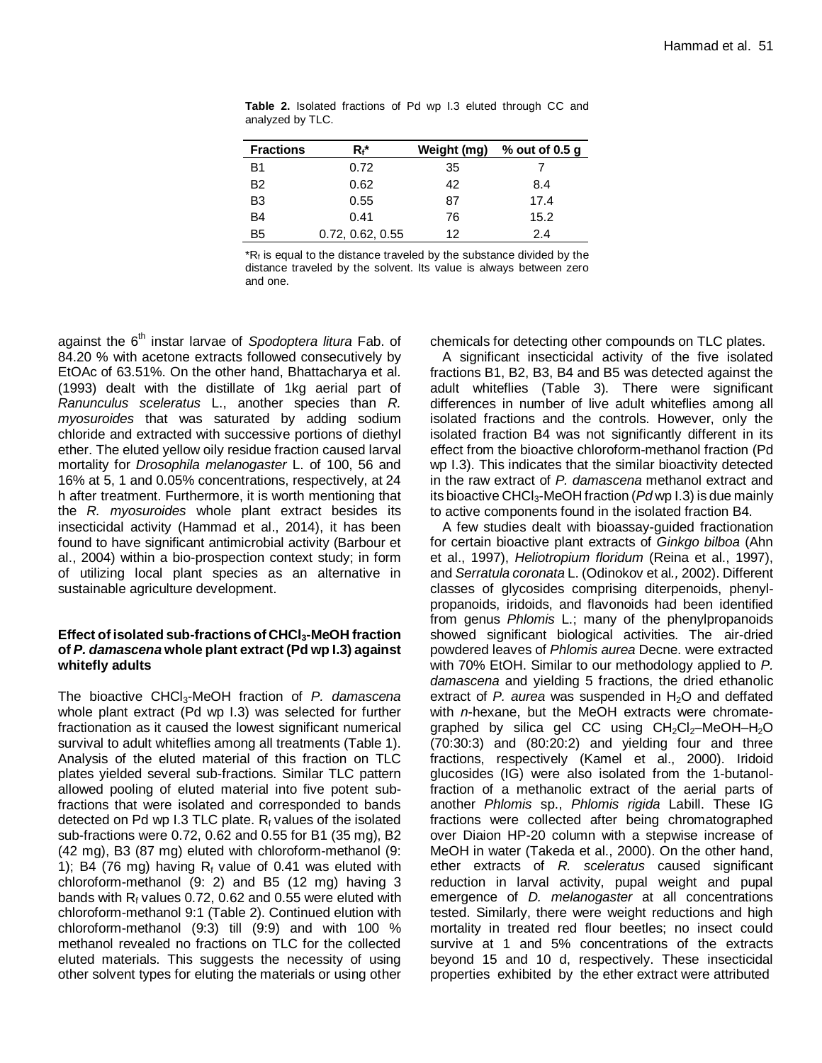**Table 2.** Isolated fractions of Pd wp I.3 eluted through CC and analyzed by TLC.

| Fractions | $R_f$* | Weight (mg) | % out of 0.5 g |
|---|---|---|---|
| B1 | 0.72 | 35 | 7 |
| B2 | 0.62 | 42 | 8.4 |
| B3 | 0.55 | 87 | 17.4 |
| B4 | 0.41 | 76 | 15.2 |
| B5 | 0.72, 0.62, 0.55 | 12 | 2.4 |

*$R_f$ is equal to the distance traveled by the substance divided by the distance traveled by the solvent. Its value is always between zero and one.

against the 6th instar larvae of *Spodoptera litura* Fab. of 84.20 % with acetone extracts followed consecutively by EtOAc of 63.51%. On the other hand, Bhattacharya et al. (1993) dealt with the distillate of 1kg aerial part of *Ranunculus sceleratus* L., another species than *R. myosuroides* that was saturated by adding sodium chloride and extracted with successive portions of diethyl ether. The eluted yellow oily residue fraction caused larval mortality for *Drosophila melanogaster* L. of 100, 56 and 16% at 5, 1 and 0.05% concentrations, respectively, at 24 h after treatment. Furthermore, it is worth mentioning that the *R. myosuroides* whole plant extract besides its insecticidal activity (Hammad et al., 2014), it has been found to have significant antimicrobial activity (Barbour et al., 2004) within a bio-prospection context study; in form of utilizing local plant species as an alternative in sustainable agriculture development.

### Effect of isolated sub-fractions of $CHCl_3$-MeOH fraction of *P. damascena* whole plant extract (Pd wp I.3) against whitefly adults

The bioactive $CHCl_3$-MeOH fraction of *P. damascena* whole plant extract (Pd wp I.3) was selected for further fractionation as it caused the lowest significant numerical survival to adult whiteflies among all treatments (Table 1). Analysis of the eluted material of this fraction on TLC plates yielded several sub-fractions. Similar TLC pattern allowed pooling of eluted material into five potent sub-fractions that were isolated and corresponded to bands detected on Pd wp I.3 TLC plate. $R_f$ values of the isolated sub-fractions were 0.72, 0.62 and 0.55 for B1 (35 mg), B2 (42 mg), B3 (87 mg) eluted with chloroform-methanol (9: 1); B4 (76 mg) having $R_f$ value of 0.41 was eluted with chloroform-methanol (9: 2) and B5 (12 mg) having 3 bands with $R_f$ values 0.72, 0.62 and 0.55 were eluted with chloroform-methanol 9:1 (Table 2). Continued elution with chloroform-methanol (9:3) till (9:9) and with 100 % methanol revealed no fractions on TLC for the collected eluted materials. This suggests the necessity of using other solvent types for eluting the materials or using other chemicals for detecting other compounds on TLC plates.

A significant insecticidal activity of the five isolated fractions B1, B2, B3, B4 and B5 was detected against the adult whiteflies (Table 3). There were significant differences in number of live adult whiteflies among all isolated fractions and the controls. However, only the isolated fraction B4 was not significantly different in its effect from the bioactive chloroform-methanol fraction (Pd wp I.3). This indicates that the similar bioactivity detected in the raw extract of *P. damascena* methanol extract and its bioactive $CHCl_3$-MeOH fraction (*Pd* wp I.3) is due mainly to active components found in the isolated fraction B4.

A few studies dealt with bioassay-guided fractionation for certain bioactive plant extracts of *Ginkgo bilboa* (Ahn et al., 1997), *Heliotropium floridum* (Reina et al., 1997), and *Serratula coronata* L. (Odinokov et al*.,* 2002). Different classes of glycosides comprising diterpenoids, phenylpropanoids, iridoids, and flavonoids had been identified from genus *Phlomis* L.; many of the phenylpropanoids showed significant biological activities. The air-dried powdered leaves of *Phlomis aurea* Decne. were extracted with 70% EtOH. Similar to our methodology applied to *P. damascena* and yielding 5 fractions, the dried ethanolic extract of *P. aurea* was suspended in $H_2O$ and deffated with *n*-hexane, but the MeOH extracts were chromategraphed by silica gel CC using $CH_2Cl_2$–MeOH–$H_2O$ (70:30:3) and (80:20:2) and yielding four and three fractions, respectively (Kamel et al., 2000). Iridoid glucosides (IG) were also isolated from the 1-butanol-fraction of a methanolic extract of the aerial parts of another *Phlomis* sp., *Phlomis rigida* Labill. These IG fractions were collected after being chromatographed over Diaion HP-20 column with a stepwise increase of MeOH in water (Takeda et al., 2000). On the other hand, ether extracts of *R. sceleratus* caused significant reduction in larval activity, pupal weight and pupal emergence of *D. melanogaster* at all concentrations tested. Similarly, there were weight reductions and high mortality in treated red flour beetles; no insect could survive at 1 and 5% concentrations of the extracts beyond 15 and 10 d, respectively. These insecticidal properties exhibited by the ether extract were attributed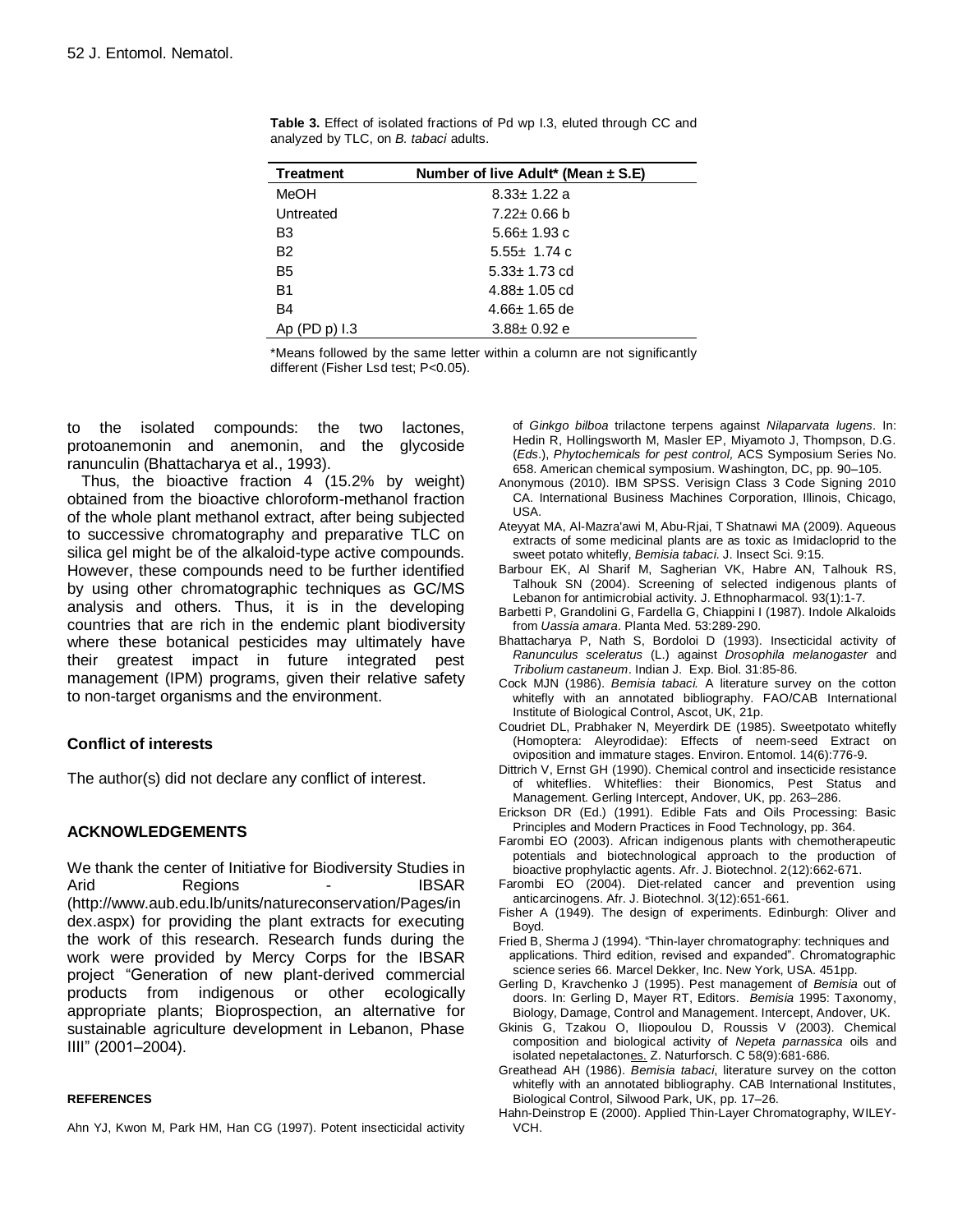**Table 3.** Effect of isolated fractions of Pd wp I.3, eluted through CC and analyzed by TLC, on *B. tabaci* adults.

| Treatment | Number of live Adult* (Mean ± S.E) |
|---|---|
| MeOH | 8.33± 1.22 a |
| Untreated | 7.22± 0.66 b |
| B3 | 5.66± 1.93 c |
| B2 | 5.55± 1.74 c |
| B5 | 5.33± 1.73 cd |
| B1 | 4.88± 1.05 cd |
| B4 | 4.66± 1.65 de |
| Ap (PD p) I.3 | 3.88± 0.92 e |

*Means followed by the same letter within a column are not significantly different (Fisher Lsd test; P<0.05).

to the isolated compounds: the two lactones, protoanemonin and anemonin, and the glycoside ranunculin (Bhattacharya et al., 1993).

Thus, the bioactive fraction 4 (15.2% by weight) obtained from the bioactive chloroform-methanol fraction of the whole plant methanol extract, after being subjected to successive chromatography and preparative TLC on silica gel might be of the alkaloid-type active compounds. However, these compounds need to be further identified by using other chromatographic techniques as GC/MS analysis and others. Thus, it is in the developing countries that are rich in the endemic plant biodiversity where these botanical pesticides may ultimately have their greatest impact in future integrated pest management (IPM) programs, given their relative safety to non-target organisms and the environment.

### Conflict of interests

The author(s) did not declare any conflict of interest.

### ACKNOWLEDGEMENTS

We thank the center of Initiative for Biodiversity Studies in Arid Regions - IBSAR (http://www.aub.edu.lb/units/natureconservation/Pages/index.aspx) for providing the plant extracts for executing the work of this research. Research funds during the work were provided by Mercy Corps for the IBSAR project "Generation of new plant-derived commercial products from indigenous or other ecologically appropriate plants; Bioprospection, an alternative for sustainable agriculture development in Lebanon, Phase IIII" (2001–2004).

### REFERENCES

Ahn YJ, Kwon M, Park HM, Han CG (1997). Potent insecticidal activity of *Ginkgo bilboa* trilactone terpens against *Nilaparvata lugens*. In: Hedin R, Hollingsworth M, Masler EP, Miyamoto J, Thompson, D.G. (*Eds*.), *Phytochemicals for pest control,* ACS Symposium Series No. 658. American chemical symposium. Washington, DC, pp. 90–105.

Anonymous (2010). IBM SPSS. Verisign Class 3 Code Signing 2010 CA. International Business Machines Corporation, Illinois, Chicago, USA.

Ateyyat MA, Al-Mazra'awi M, Abu-Rjai, T Shatnawi MA (2009). Aqueous extracts of some medicinal plants are as toxic as Imidacloprid to the sweet potato whitefly, *Bemisia tabaci*. J. Insect Sci. 9:15.

Barbour EK, Al Sharif M, Sagherian VK, Habre AN, Talhouk RS, Talhouk SN (2004). Screening of selected indigenous plants of Lebanon for antimicrobial activity. J. Ethnopharmacol. 93(1):1-7.

Barbetti P, Grandolini G, Fardella G, Chiappini I (1987). Indole Alkaloids from *Uassia amara*. Planta Med. 53:289-290.

Bhattacharya P, Nath S, Bordoloi D (1993). Insecticidal activity of *Ranunculus sceleratus* (L.) against *Drosophila melanogaster* and *Tribolium castaneum*. Indian J. Exp. Biol. 31:85-86.

Cock MJN (1986). *Bemisia tabaci.* A literature survey on the cotton whitefly with an annotated bibliography. FAO/CAB International Institute of Biological Control, Ascot, UK, 21p.

Coudriet DL, Prabhaker N, Meyerdirk DE (1985). Sweetpotato whitefly (Homoptera: Aleyrodidae): Effects of neem-seed Extract on oviposition and immature stages. Environ. Entomol. 14(6):776-9.

Dittrich V, Ernst GH (1990). Chemical control and insecticide resistance of whiteflies. Whiteflies: their Bionomics, Pest Status and Management. Gerling Intercept, Andover, UK, pp. 263–286.

Erickson DR (Ed.) (1991). Edible Fats and Oils Processing: Basic Principles and Modern Practices in Food Technology, pp. 364.

Farombi EO (2003). African indigenous plants with chemotherapeutic potentials and biotechnological approach to the production of bioactive prophylactic agents. Afr. J. Biotechnol. 2(12):662-671.

Farombi EO (2004). Diet-related cancer and prevention using anticarcinogens. Afr. J. Biotechnol. 3(12):651-661.

Fisher A (1949). The design of experiments. Edinburgh: Oliver and Boyd.

Fried B, Sherma J (1994). "Thin-layer chromatography: techniques and applications. Third edition, revised and expanded". Chromatographic science series 66. Marcel Dekker, Inc. New York, USA. 451pp.

Gerling D, Kravchenko J (1995). Pest management of *Bemisia* out of doors. In: Gerling D, Mayer RT, Editors. *Bemisia* 1995: Taxonomy, Biology, Damage, Control and Management. Intercept, Andover, UK.

Gkinis G, Tzakou O, Iliopoulou D, Roussis V (2003). Chemical composition and biological activity of *Nepeta parnassica* oils and isolated nepetalactones. Z. Naturforsch. C 58(9):681-686.

Greathead AH (1986). *Bemisia tabaci*, literature survey on the cotton whitefly with an annotated bibliography. CAB International Institutes, Biological Control, Silwood Park, UK, pp. 17–26.

Hahn-Deinstrop E (2000). Applied Thin-Layer Chromatography, WILEY-VCH.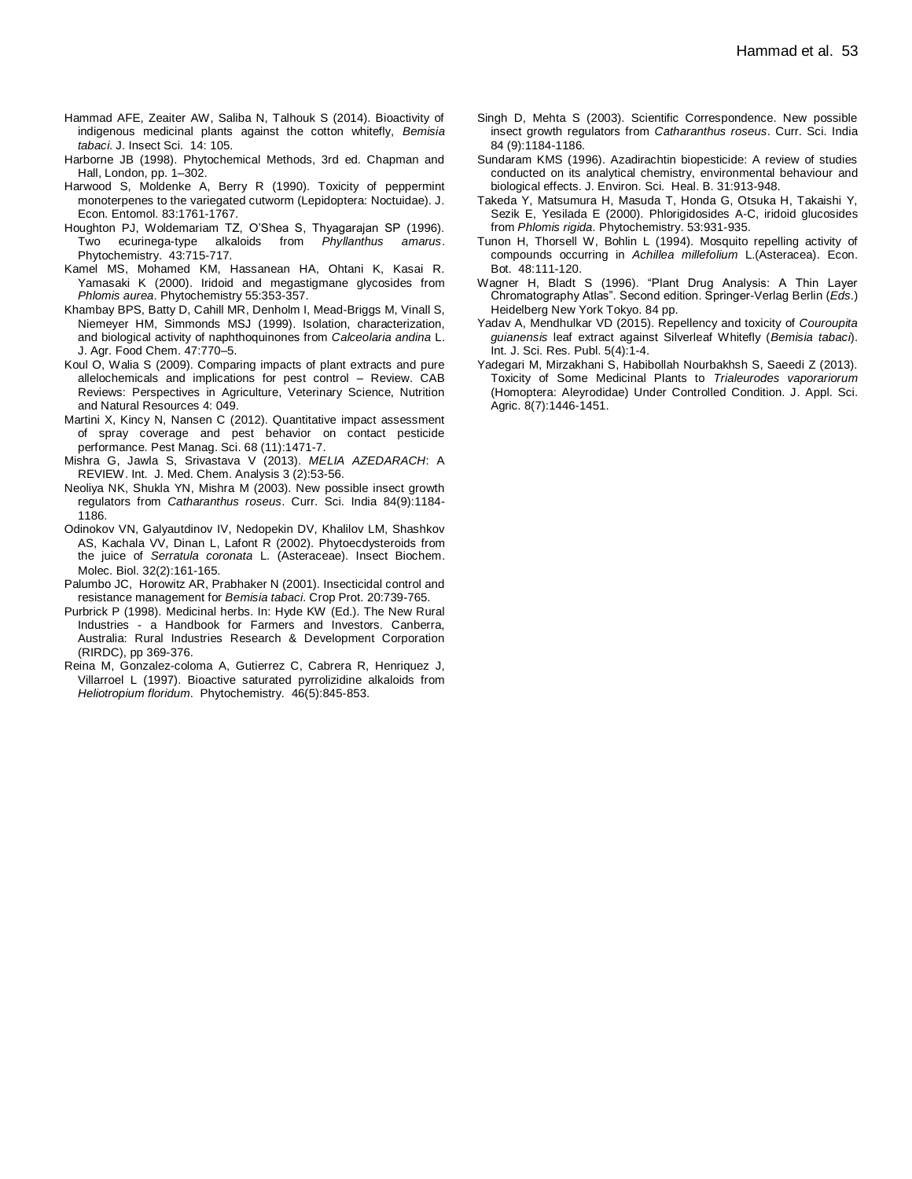Hammad AFE, Zeaiter AW, Saliba N, Talhouk S (2014). Bioactivity of indigenous medicinal plants against the cotton whitefly, *Bemisia tabaci*. J. Insect Sci. 14: 105.

Harborne JB (1998). Phytochemical Methods, 3rd ed. Chapman and Hall, London, pp. 1–302.

Harwood S, Moldenke A, Berry R (1990). Toxicity of peppermint monoterpenes to the variegated cutworm (Lepidoptera: Noctuidae). J. Econ. Entomol. 83:1761-1767.

Houghton PJ, Woldemariam TZ, O'Shea S, Thyagarajan SP (1996). Two ecurinega-type alkaloids from *Phyllanthus amarus*. Phytochemistry. 43:715-717.

Kamel MS, Mohamed KM, Hassanean HA, Ohtani K, Kasai R. Yamasaki K (2000). Iridoid and megastigmane glycosides from *Phlomis aurea*. Phytochemistry 55:353-357.

Khambay BPS, Batty D, Cahill MR, Denholm I, Mead-Briggs M, Vinall S, Niemeyer HM, Simmonds MSJ (1999). Isolation, characterization, and biological activity of naphthoquinones from *Calceolaria andina* L. J. Agr. Food Chem. 47:770–5.

Koul O, Walia S (2009). Comparing impacts of plant extracts and pure allelochemicals and implications for pest control – Review. CAB Reviews: Perspectives in Agriculture, Veterinary Science, Nutrition and Natural Resources 4: 049.

Martini X, Kincy N, Nansen C (2012). Quantitative impact assessment of spray coverage and pest behavior on contact pesticide performance. Pest Manag. Sci. 68 (11):1471-7.

Mishra G, Jawla S, Srivastava V (2013). *MELIA AZEDARACH*: A REVIEW. Int. J. Med. Chem. Analysis 3 (2):53-56.

Neoliya NK, Shukla YN, Mishra M (2003). New possible insect growth regulators from *Catharanthus roseus*. Curr. Sci. India 84(9):1184-1186.

Odinokov VN, Galyautdinov IV, Nedopekin DV, Khalilov LM, Shashkov AS, Kachala VV, Dinan L, Lafont R (2002). Phytoecdysteroids from the juice of *Serratula coronata* L. (Asteraceae). Insect Biochem. Molec. Biol. 32(2):161-165.

Palumbo JC, Horowitz AR, Prabhaker N (2001). Insecticidal control and resistance management for *Bemisia tabaci*. Crop Prot. 20:739-765.

Purbrick P (1998). Medicinal herbs. In: Hyde KW (Ed.). The New Rural Industries - a Handbook for Farmers and Investors. Canberra, Australia: Rural Industries Research & Development Corporation (RIRDC), pp 369-376.

Reina M, Gonzalez-coloma A, Gutierrez C, Cabrera R, Henriquez J, Villarroel L (1997). Bioactive saturated pyrrolizidine alkaloids from *Heliotropium floridum*. Phytochemistry. 46(5):845-853.

Singh D, Mehta S (2003). Scientific Correspondence. New possible insect growth regulators from *Catharanthus roseus*. Curr. Sci. India 84 (9):1184-1186.

Sundaram KMS (1996). Azadirachtin biopesticide: A review of studies conducted on its analytical chemistry, environmental behaviour and biological effects. J. Environ. Sci. Heal. B. 31:913-948.

Takeda Y, Matsumura H, Masuda T, Honda G, Otsuka H, Takaishi Y, Sezik E, Yesilada E (2000). Phlorigidosides A-C, iridoid glucosides from *Phlomis rigida*. Phytochemistry. 53:931-935.

Tunon H, Thorsell W, Bohlin L (1994). Mosquito repelling activity of compounds occurring in *Achillea millefolium* L.(Asteracea). Econ. Bot. 48:111-120.

Wagner H, Bladt S (1996). "Plant Drug Analysis: A Thin Layer Chromatography Atlas". Second edition. Springer-Verlag Berlin (*Eds*.) Heidelberg New York Tokyo. 84 pp.

Yadav A, Mendhulkar VD (2015). Repellency and toxicity of *Couroupita guianensis* leaf extract against Silverleaf Whitefly (*Bemisia tabaci*). Int. J. Sci. Res. Publ. 5(4):1-4.

Yadegari M, Mirzakhani S, Habibollah Nourbakhsh S, Saeedi Z (2013). Toxicity of Some Medicinal Plants to *Trialeurodes vaporariorum* (Homoptera: Aleyrodidae) Under Controlled Condition. J. Appl. Sci. Agric. 8(7):1446-1451.